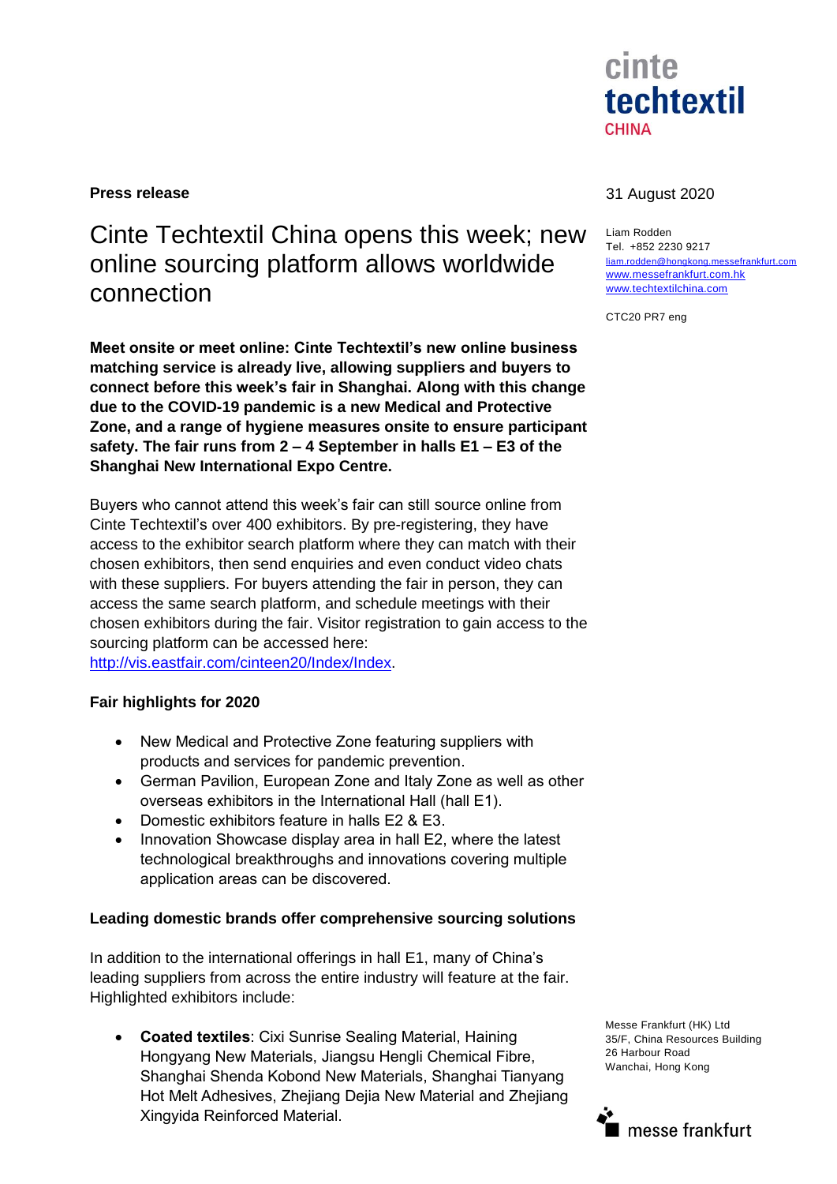**Press release**

31 August 2020

Liam Rodden
Tel. +852 2230 9217
liam.rodden@hongkong.messefrankfurt.com
www.messefrankfurt.com.hk
www.techtextilchina.com

CTC20 PR7 eng

# Cinte Techtextil China opens this week; new online sourcing platform allows worldwide connection

**Meet onsite or meet online: Cinte Techtextil's new online business matching service is already live, allowing suppliers and buyers to connect before this week's fair in Shanghai. Along with this change due to the COVID-19 pandemic is a new Medical and Protective Zone, and a range of hygiene measures onsite to ensure participant safety. The fair runs from 2 – 4 September in halls E1 – E3 of the Shanghai New International Expo Centre.**

Buyers who cannot attend this week's fair can still source online from Cinte Techtextil's over 400 exhibitors. By pre-registering, they have access to the exhibitor search platform where they can match with their chosen exhibitors, then send enquiries and even conduct video chats with these suppliers. For buyers attending the fair in person, they can access the same search platform, and schedule meetings with their chosen exhibitors during the fair. Visitor registration to gain access to the sourcing platform can be accessed here: http://vis.eastfair.com/cinteen20/Index/Index.

**Fair highlights for 2020**

- New Medical and Protective Zone featuring suppliers with products and services for pandemic prevention.
- German Pavilion, European Zone and Italy Zone as well as other overseas exhibitors in the International Hall (hall E1).
- Domestic exhibitors feature in halls E2 & E3.
- Innovation Showcase display area in hall E2, where the latest technological breakthroughs and innovations covering multiple application areas can be discovered.

**Leading domestic brands offer comprehensive sourcing solutions**

In addition to the international offerings in hall E1, many of China's leading suppliers from across the entire industry will feature at the fair. Highlighted exhibitors include:

- **Coated textiles**: Cixi Sunrise Sealing Material, Haining Hongyang New Materials, Jiangsu Hengli Chemical Fibre, Shanghai Shenda Kobond New Materials, Shanghai Tianyang Hot Melt Adhesives, Zhejiang Dejia New Material and Zhejiang Xingyida Reinforced Material.

Messe Frankfurt (HK) Ltd
35/F, China Resources Building
26 Harbour Road
Wanchai, Hong Kong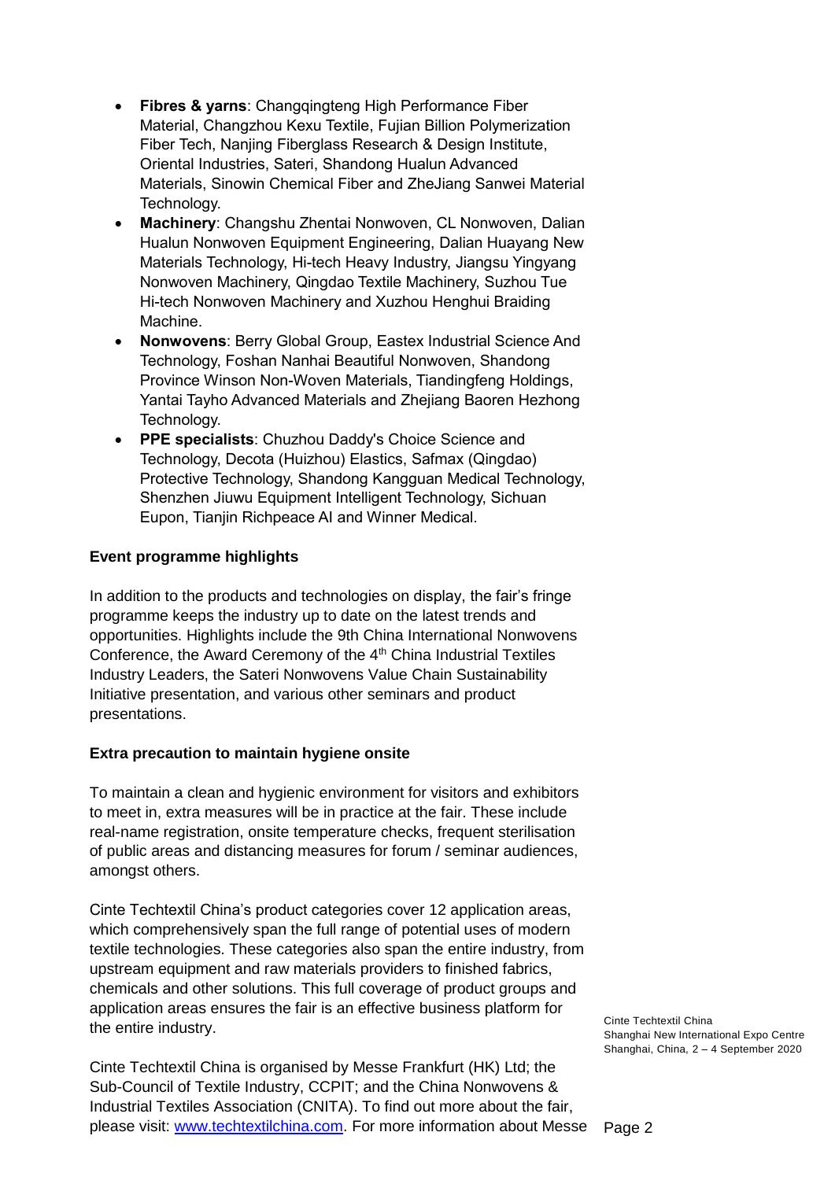- **Fibres & yarns**: Changqingteng High Performance Fiber Material, Changzhou Kexu Textile, Fujian Billion Polymerization Fiber Tech, Nanjing Fiberglass Research & Design Institute, Oriental Industries, Sateri, Shandong Hualun Advanced Materials, Sinowin Chemical Fiber and ZheJiang Sanwei Material Technology.
- **Machinery**: Changshu Zhentai Nonwoven, CL Nonwoven, Dalian Hualun Nonwoven Equipment Engineering, Dalian Huayang New Materials Technology, Hi-tech Heavy Industry, Jiangsu Yingyang Nonwoven Machinery, Qingdao Textile Machinery, Suzhou Tue Hi-tech Nonwoven Machinery and Xuzhou Henghui Braiding Machine.
- **Nonwovens**: Berry Global Group, Eastex Industrial Science And Technology, Foshan Nanhai Beautiful Nonwoven, Shandong Province Winson Non-Woven Materials, Tiandingfeng Holdings, Yantai Tayho Advanced Materials and Zhejiang Baoren Hezhong Technology.
- **PPE specialists**: Chuzhou Daddy's Choice Science and Technology, Decota (Huizhou) Elastics, Safmax (Qingdao) Protective Technology, Shandong Kangguan Medical Technology, Shenzhen Jiuwu Equipment Intelligent Technology, Sichuan Eupon, Tianjin Richpeace AI and Winner Medical.

**Event programme highlights**

In addition to the products and technologies on display, the fair's fringe programme keeps the industry up to date on the latest trends and opportunities. Highlights include the 9th China International Nonwovens Conference, the Award Ceremony of the 4th China Industrial Textiles Industry Leaders, the Sateri Nonwovens Value Chain Sustainability Initiative presentation, and various other seminars and product presentations.

**Extra precaution to maintain hygiene onsite**

To maintain a clean and hygienic environment for visitors and exhibitors to meet in, extra measures will be in practice at the fair. These include real-name registration, onsite temperature checks, frequent sterilisation of public areas and distancing measures for forum / seminar audiences, amongst others.

Cinte Techtextil China's product categories cover 12 application areas, which comprehensively span the full range of potential uses of modern textile technologies. These categories also span the entire industry, from upstream equipment and raw materials providers to finished fabrics, chemicals and other solutions. This full coverage of product groups and application areas ensures the fair is an effective business platform for the entire industry.

Cinte Techtextil China is organised by Messe Frankfurt (HK) Ltd; the Sub-Council of Textile Industry, CCPIT; and the China Nonwovens & Industrial Textiles Association (CNITA). To find out more about the fair, please visit: www.techtextilchina.com. For more information about Messe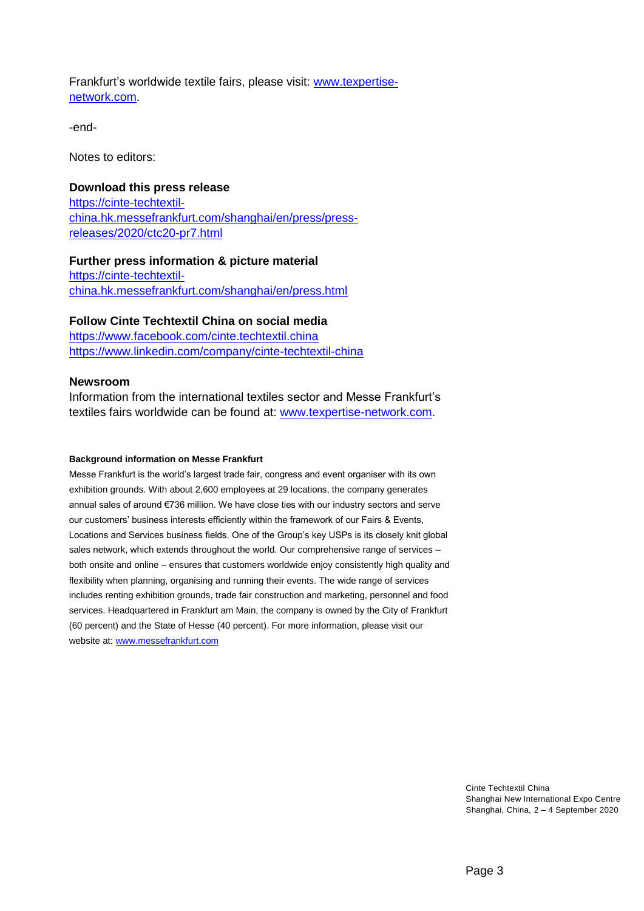Frankfurt's worldwide textile fairs, please visit: www.texpertise-network.com.

-end-

Notes to editors:

**Download this press release**
https://cinte-techtextil-china.hk.messefrankfurt.com/shanghai/en/press/press-releases/2020/ctc20-pr7.html

**Further press information & picture material**
https://cinte-techtextil-china.hk.messefrankfurt.com/shanghai/en/press.html

**Follow Cinte Techtextil China on social media**
https://www.facebook.com/cinte.techtextil.china
https://www.linkedin.com/company/cinte-techtextil-china

**Newsroom**
Information from the international textiles sector and Messe Frankfurt's textiles fairs worldwide can be found at: www.texpertise-network.com.

**Background information on Messe Frankfurt**
Messe Frankfurt is the world's largest trade fair, congress and event organiser with its own exhibition grounds. With about 2,600 employees at 29 locations, the company generates annual sales of around €736 million. We have close ties with our industry sectors and serve our customers' business interests efficiently within the framework of our Fairs & Events, Locations and Services business fields. One of the Group's key USPs is its closely knit global sales network, which extends throughout the world. Our comprehensive range of services – both onsite and online – ensures that customers worldwide enjoy consistently high quality and flexibility when planning, organising and running their events. The wide range of services includes renting exhibition grounds, trade fair construction and marketing, personnel and food services. Headquartered in Frankfurt am Main, the company is owned by the City of Frankfurt (60 percent) and the State of Hesse (40 percent). For more information, please visit our website at: www.messefrankfurt.com